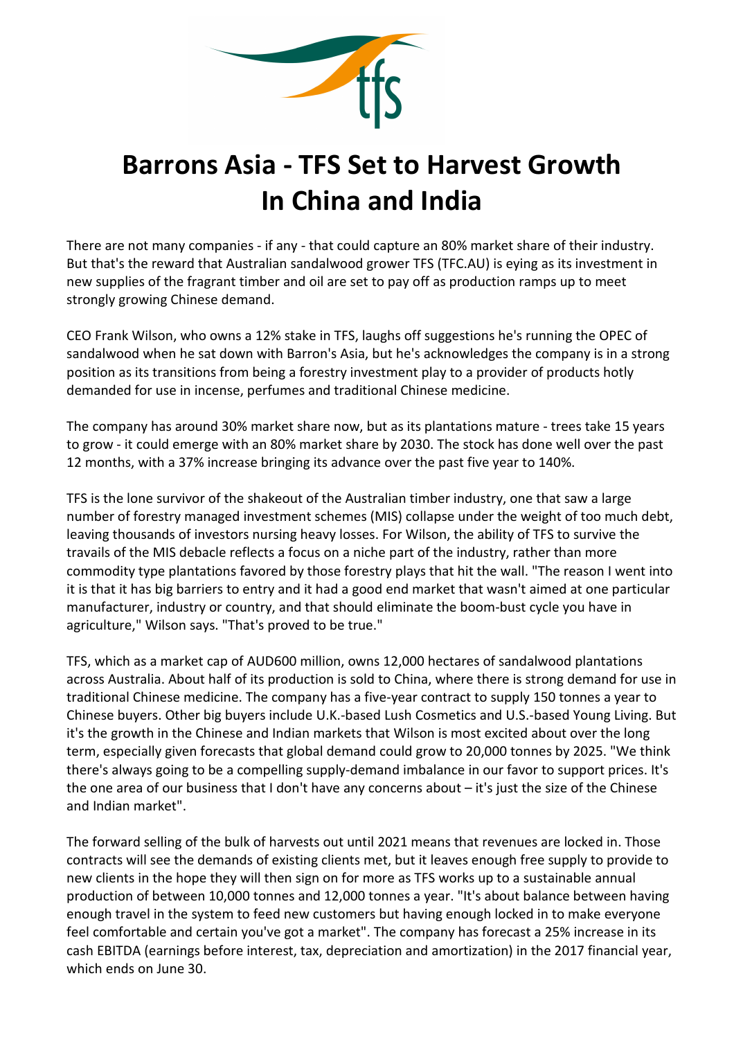# Barrons Asia - TFS Set to Harvest Growth In China and India

There are not many companies - if any - that could capture an 80% market share of their industry. But that's the reward that Australian sandalwood grower TFS (TFC.AU) is eying as its investment in new supplies of the fragrant timber and oil are set to pay off as production ramps up to meet strongly growing Chinese demand.

CEO Frank Wilson, who owns a 12% stake in TFS, laughs off suggestions he's running the OPEC of sandalwood when he sat down with Barron's Asia, but he's acknowledges the company is in a strong position as its transitions from being a forestry investment play to a provider of products hotly demanded for use in incense, perfumes and traditional Chinese medicine.

The company has around 30% market share now, but as its plantations mature - trees take 15 years to grow - it could emerge with an 80% market share by 2030. The stock has done well over the past 12 months, with a 37% increase bringing its advance over the past five year to 140%.

TFS is the lone survivor of the shakeout of the Australian timber industry, one that saw a large number of forestry managed investment schemes (MIS) collapse under the weight of too much debt, leaving thousands of investors nursing heavy losses. For Wilson, the ability of TFS to survive the travails of the MIS debacle reflects a focus on a niche part of the industry, rather than more commodity type plantations favored by those forestry plays that hit the wall. "The reason I went into it is that it has big barriers to entry and it had a good end market that wasn't aimed at one particular manufacturer, industry or country, and that should eliminate the boom-bust cycle you have in agriculture," Wilson says. "That's proved to be true."

TFS, which as a market cap of AUD600 million, owns 12,000 hectares of sandalwood plantations across Australia. About half of its production is sold to China, where there is strong demand for use in traditional Chinese medicine. The company has a five-year contract to supply 150 tonnes a year to Chinese buyers. Other big buyers include U.K.-based Lush Cosmetics and U.S.-based Young Living. But it's the growth in the Chinese and Indian markets that Wilson is most excited about over the long term, especially given forecasts that global demand could grow to 20,000 tonnes by 2025. "We think there's always going to be a compelling supply-demand imbalance in our favor to support prices. It's the one area of our business that I don't have any concerns about – it's just the size of the Chinese and Indian market".

The forward selling of the bulk of harvests out until 2021 means that revenues are locked in. Those contracts will see the demands of existing clients met, but it leaves enough free supply to provide to new clients in the hope they will then sign on for more as TFS works up to a sustainable annual production of between 10,000 tonnes and 12,000 tonnes a year. "It's about balance between having enough travel in the system to feed new customers but having enough locked in to make everyone feel comfortable and certain you've got a market". The company has forecast a 25% increase in its cash EBITDA (earnings before interest, tax, depreciation and amortization) in the 2017 financial year, which ends on June 30.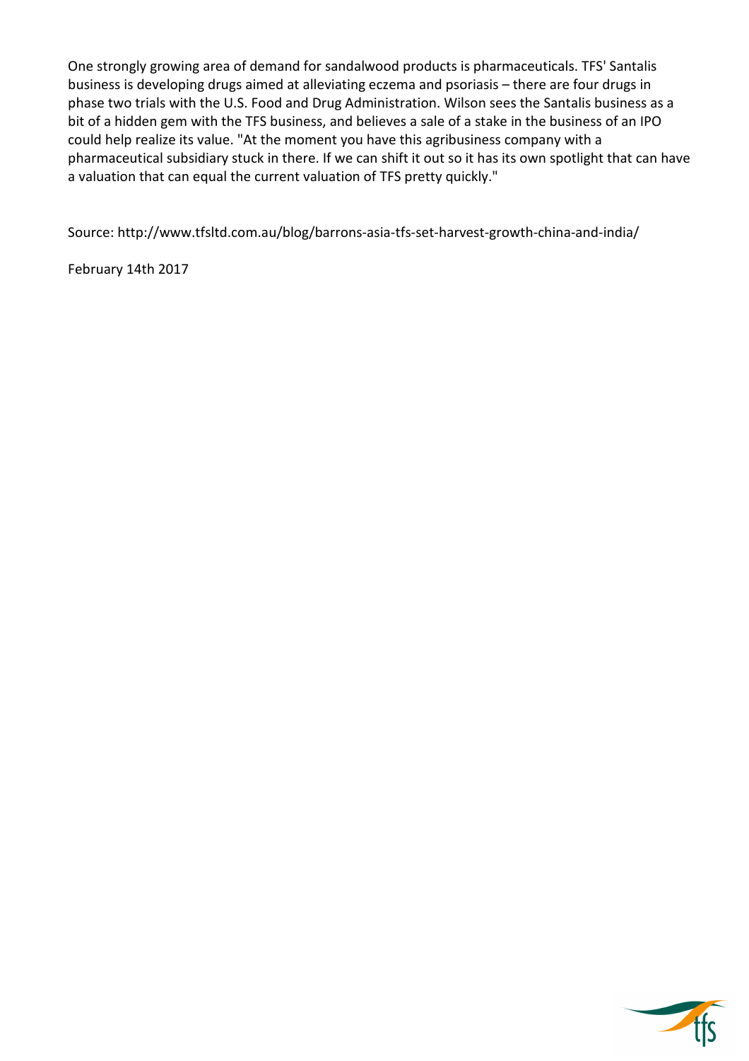One strongly growing area of demand for sandalwood products is pharmaceuticals. TFS' Santalis business is developing drugs aimed at alleviating eczema and psoriasis – there are four drugs in phase two trials with the U.S. Food and Drug Administration. Wilson sees the Santalis business as a bit of a hidden gem with the TFS business, and believes a sale of a stake in the business of an IPO could help realize its value. "At the moment you have this agribusiness company with a pharmaceutical subsidiary stuck in there. If we can shift it out so it has its own spotlight that can have a valuation that can equal the current valuation of TFS pretty quickly."

Source: http://www.tfsltd.com.au/blog/barrons-asia-tfs-set-harvest-growth-china-and-india/

February 14th 2017